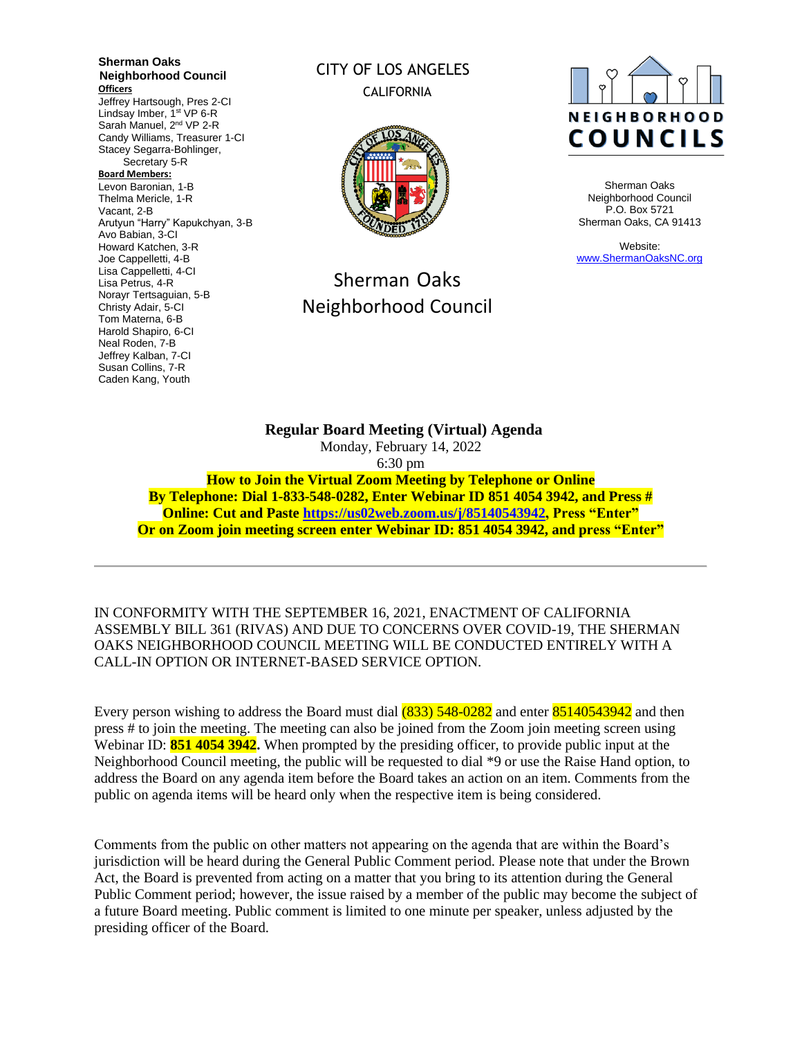**Sherman Oaks Neighborhood Council**

**Officers**

Jeffrey Hartsough, Pres 2-CI
Lindsay Imber, 1st VP 6-R
Sarah Manuel, 2nd VP 2-R
Candy Williams, Treasurer 1-CI
Stacey Segarra-Bohlinger, Secretary 5-R

**Board Members:**

Levon Baronian, 1-B
Thelma Mericle, 1-R
Vacant, 2-B
Arutyun "Harry" Kapukchyan, 3-B
Avo Babian, 3-CI
Howard Katchen, 3-R
Joe Cappelletti, 4-B
Lisa Cappelletti, 4-CI
Lisa Petrus, 4-R
Norayr Tertsaguian, 5-B
Christy Adair, 5-CI
Tom Materna, 6-B
Harold Shapiro, 6-CI
Neal Roden, 7-B
Jeffrey Kalban, 7-CI
Susan Collins, 7-R
Caden Kang, Youth

CITY OF LOS ANGELES
CALIFORNIA

Sherman Oaks Neighborhood Council

NEIGHBORHOOD COUNCILS

Sherman Oaks Neighborhood Council
P.O. Box 5721
Sherman Oaks, CA 91413

Website:
www.ShermanOaksNC.org

---

**Regular Board Meeting (Virtual) Agenda**
Monday, February 14, 2022
6:30 pm

**How to Join the Virtual Zoom Meeting by Telephone or Online**
**By Telephone: Dial 1-833-548-0282, Enter Webinar ID 851 4054 3942, and Press #**
**Online: Cut and Paste https://us02web.zoom.us/j/85140543942, Press "Enter"**
**Or on Zoom join meeting screen enter Webinar ID: 851 4054 3942, and press "Enter"**

---

IN CONFORMITY WITH THE SEPTEMBER 16, 2021, ENACTMENT OF CALIFORNIA ASSEMBLY BILL 361 (RIVAS) AND DUE TO CONCERNS OVER COVID-19, THE SHERMAN OAKS NEIGHBORHOOD COUNCIL MEETING WILL BE CONDUCTED ENTIRELY WITH A CALL-IN OPTION OR INTERNET-BASED SERVICE OPTION.

Every person wishing to address the Board must dial (833) 548-0282 and enter 85140543942 and then press # to join the meeting. The meeting can also be joined from the Zoom join meeting screen using Webinar ID: **851 4054 3942.** When prompted by the presiding officer, to provide public input at the Neighborhood Council meeting, the public will be requested to dial *9 or use the Raise Hand option, to address the Board on any agenda item before the Board takes an action on an item. Comments from the public on agenda items will be heard only when the respective item is being considered.

Comments from the public on other matters not appearing on the agenda that are within the Board's jurisdiction will be heard during the General Public Comment period. Please note that under the Brown Act, the Board is prevented from acting on a matter that you bring to its attention during the General Public Comment period; however, the issue raised by a member of the public may become the subject of a future Board meeting. Public comment is limited to one minute per speaker, unless adjusted by the presiding officer of the Board.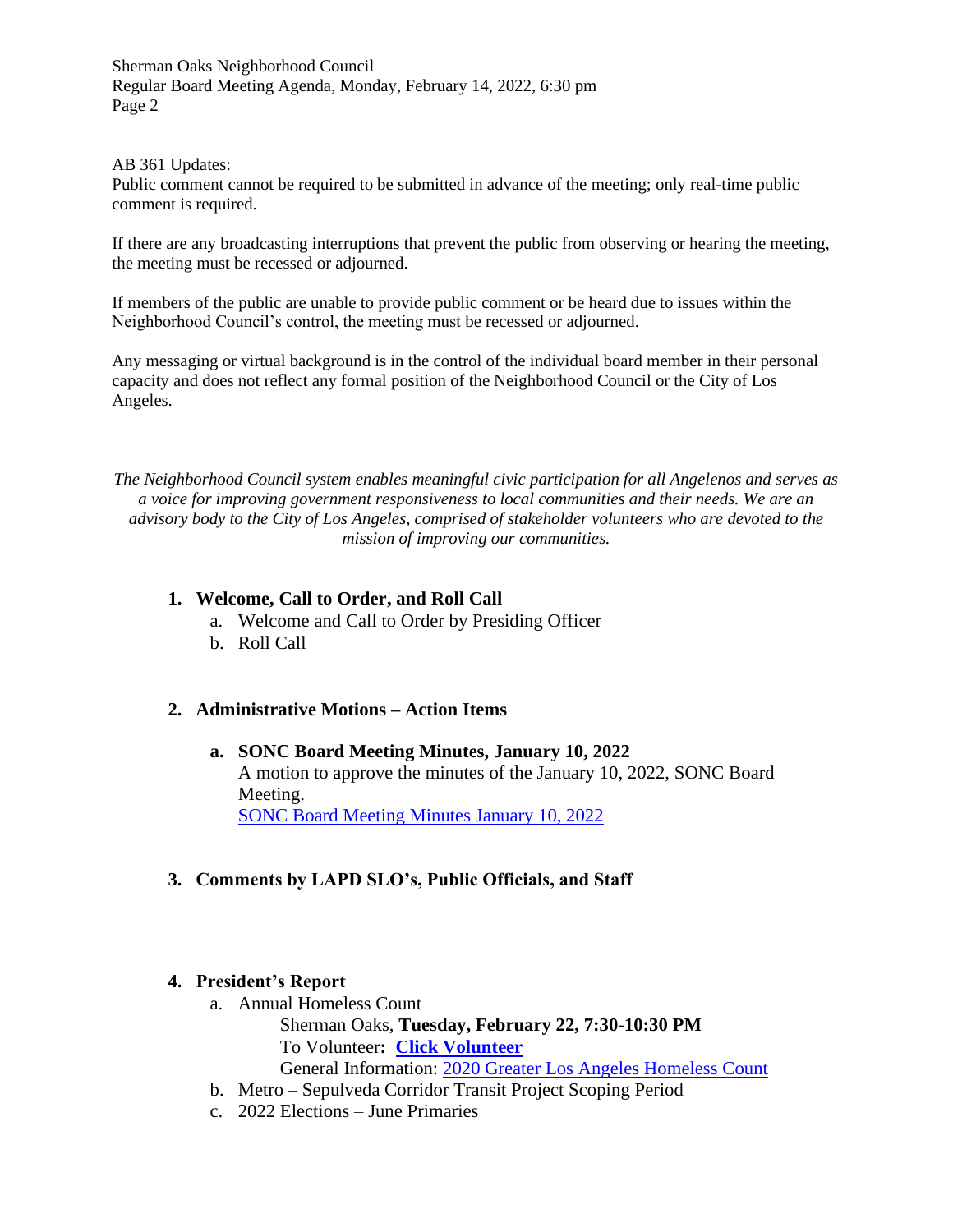AB 361 Updates:
Public comment cannot be required to be submitted in advance of the meeting; only real-time public comment is required.

If there are any broadcasting interruptions that prevent the public from observing or hearing the meeting, the meeting must be recessed or adjourned.

If members of the public are unable to provide public comment or be heard due to issues within the Neighborhood Council's control, the meeting must be recessed or adjourned.

Any messaging or virtual background is in the control of the individual board member in their personal capacity and does not reflect any formal position of the Neighborhood Council or the City of Los Angeles.

*The Neighborhood Council system enables meaningful civic participation for all Angelenos and serves as a voice for improving government responsiveness to local communities and their needs. We are an advisory body to the City of Los Angeles, comprised of stakeholder volunteers who are devoted to the mission of improving our communities.*

1. **Welcome, Call to Order, and Roll Call**
   a. Welcome and Call to Order by Presiding Officer
   b. Roll Call

2. **Administrative Motions – Action Items**

   a. **SONC Board Meeting Minutes, January 10, 2022**
   A motion to approve the minutes of the January 10, 2022, SONC Board Meeting.
   SONC Board Meeting Minutes January 10, 2022

3. **Comments by LAPD SLO's, Public Officials, and Staff**

4. **President's Report**
   a. Annual Homeless Count
      Sherman Oaks, **Tuesday, February 22, 7:30-10:30 PM**
      To Volunteer**: Click Volunteer**
      General Information: 2020 Greater Los Angeles Homeless Count
   b. Metro – Sepulveda Corridor Transit Project Scoping Period
   c. 2022 Elections – June Primaries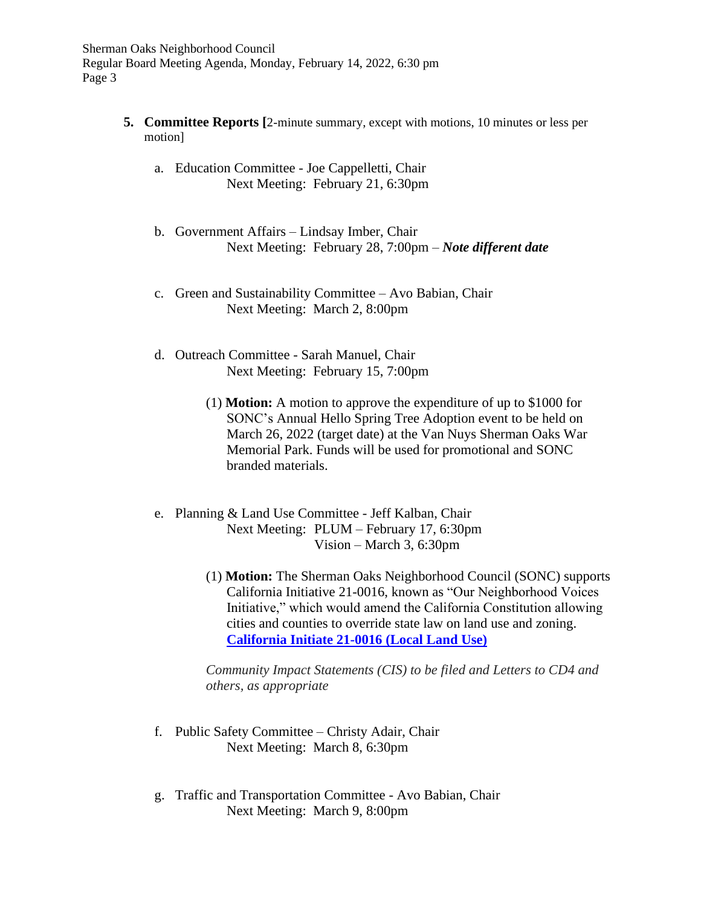5. **Committee Reports [**2-minute summary, except with motions, 10 minutes or less per motion]

   a. Education Committee - Joe Cappelletti, Chair
      Next Meeting: February 21, 6:30pm

   b. Government Affairs – Lindsay Imber, Chair
      Next Meeting: February 28, 7:00pm – ***Note different date***

   c. Green and Sustainability Committee – Avo Babian, Chair
      Next Meeting: March 2, 8:00pm

   d. Outreach Committee - Sarah Manuel, Chair
      Next Meeting: February 15, 7:00pm

      (1) **Motion:** A motion to approve the expenditure of up to $1000 for SONC's Annual Hello Spring Tree Adoption event to be held on March 26, 2022 (target date) at the Van Nuys Sherman Oaks War Memorial Park. Funds will be used for promotional and SONC branded materials.

   e. Planning & Land Use Committee - Jeff Kalban, Chair
      Next Meeting: PLUM – February 17, 6:30pm
      Vision – March 3, 6:30pm

      (1) **Motion:** The Sherman Oaks Neighborhood Council (SONC) supports California Initiative 21-0016, known as "Our Neighborhood Voices Initiative," which would amend the California Constitution allowing cities and counties to override state law on land use and zoning. **California Initiate 21-0016 (Local Land Use)**

      *Community Impact Statements (CIS) to be filed and Letters to CD4 and others, as appropriate*

   f. Public Safety Committee – Christy Adair, Chair
      Next Meeting: March 8, 6:30pm

   g. Traffic and Transportation Committee - Avo Babian, Chair
      Next Meeting: March 9, 8:00pm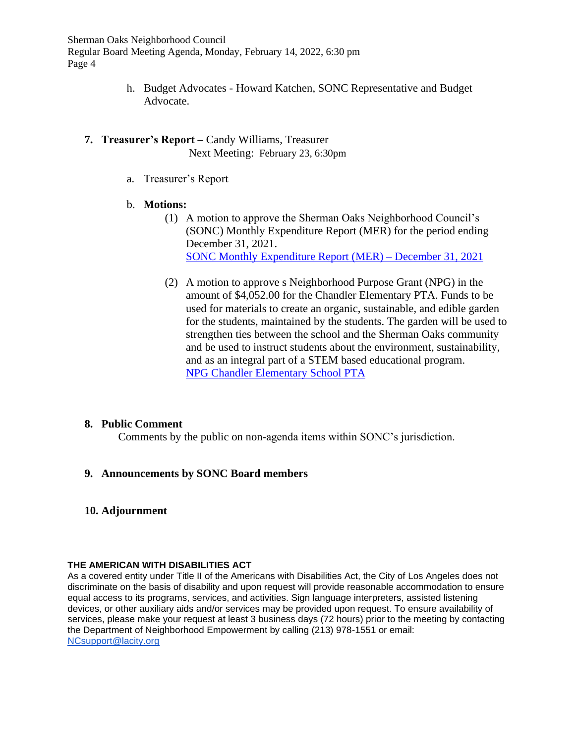h. Budget Advocates - Howard Katchen, SONC Representative and Budget Advocate.

**7. Treasurer's Report –** Candy Williams, Treasurer
Next Meeting: February 23, 6:30pm

a. Treasurer's Report

b. **Motions:**

(1) A motion to approve the Sherman Oaks Neighborhood Council's (SONC) Monthly Expenditure Report (MER) for the period ending December 31, 2021.
SONC Monthly Expenditure Report (MER) – December 31, 2021

(2) A motion to approve s Neighborhood Purpose Grant (NPG) in the amount of $4,052.00 for the Chandler Elementary PTA. Funds to be used for materials to create an organic, sustainable, and edible garden for the students, maintained by the students. The garden will be used to strengthen ties between the school and the Sherman Oaks community and be used to instruct students about the environment, sustainability, and as an integral part of a STEM based educational program.
NPG Chandler Elementary School PTA

**8. Public Comment**
Comments by the public on non-agenda items within SONC's jurisdiction.

**9. Announcements by SONC Board members**

**10. Adjournment**

**THE AMERICAN WITH DISABILITIES ACT**
As a covered entity under Title II of the Americans with Disabilities Act, the City of Los Angeles does not discriminate on the basis of disability and upon request will provide reasonable accommodation to ensure equal access to its programs, services, and activities. Sign language interpreters, assisted listening devices, or other auxiliary aids and/or services may be provided upon request. To ensure availability of services, please make your request at least 3 business days (72 hours) prior to the meeting by contacting the Department of Neighborhood Empowerment by calling (213) 978-1551 or email: NCsupport@lacity.org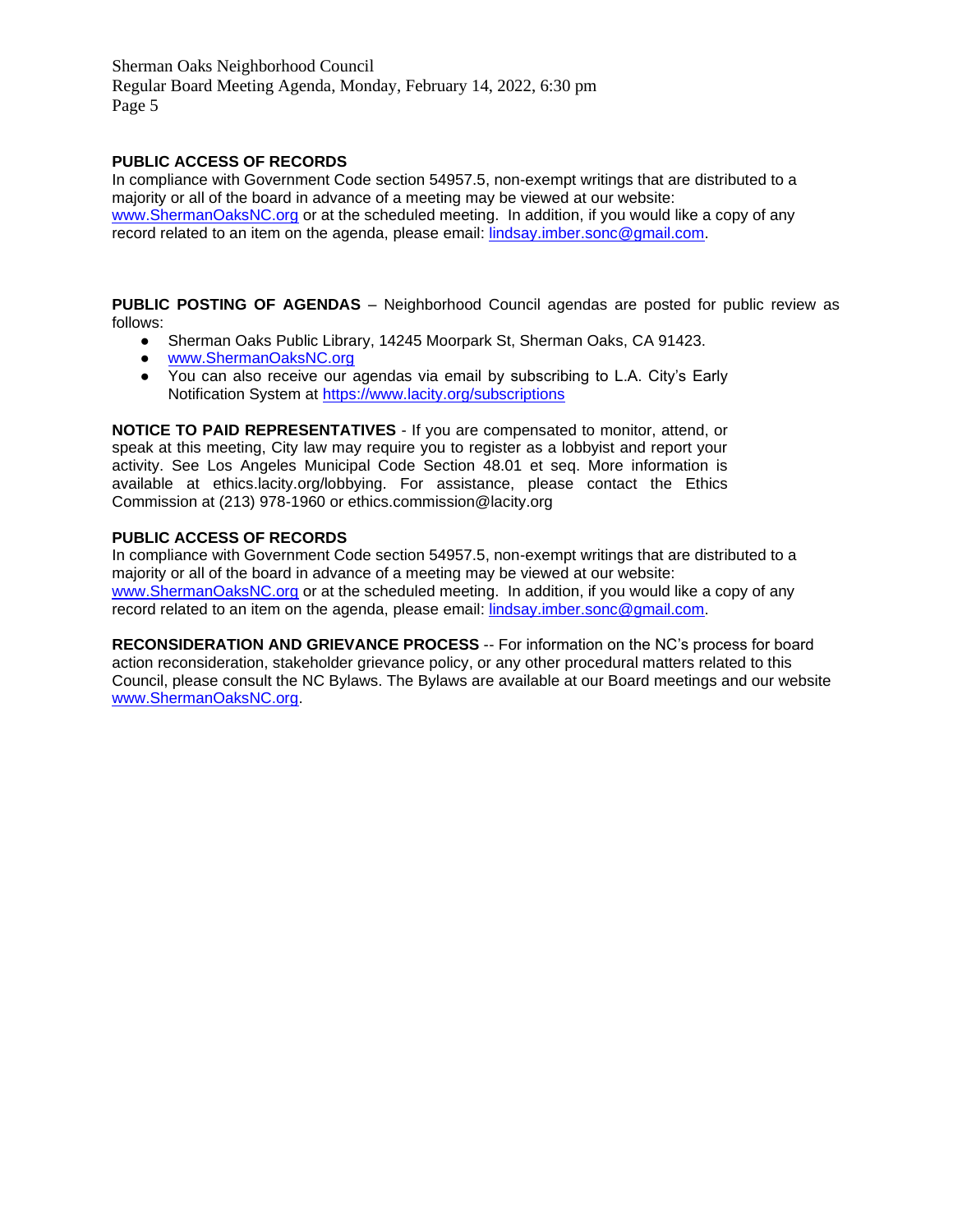**PUBLIC ACCESS OF RECORDS**
In compliance with Government Code section 54957.5, non-exempt writings that are distributed to a majority or all of the board in advance of a meeting may be viewed at our website: www.ShermanOaksNC.org or at the scheduled meeting. In addition, if you would like a copy of any record related to an item on the agenda, please email: lindsay.imber.sonc@gmail.com.

**PUBLIC POSTING OF AGENDAS** – Neighborhood Council agendas are posted for public review as follows:

- Sherman Oaks Public Library, 14245 Moorpark St, Sherman Oaks, CA 91423.
- www.ShermanOaksNC.org
- You can also receive our agendas via email by subscribing to L.A. City's Early Notification System at https://www.lacity.org/subscriptions

**NOTICE TO PAID REPRESENTATIVES** - If you are compensated to monitor, attend, or speak at this meeting, City law may require you to register as a lobbyist and report your activity. See Los Angeles Municipal Code Section 48.01 et seq. More information is available at ethics.lacity.org/lobbying. For assistance, please contact the Ethics Commission at (213) 978-1960 or ethics.commission@lacity.org

**PUBLIC ACCESS OF RECORDS**
In compliance with Government Code section 54957.5, non-exempt writings that are distributed to a majority or all of the board in advance of a meeting may be viewed at our website: www.ShermanOaksNC.org or at the scheduled meeting. In addition, if you would like a copy of any record related to an item on the agenda, please email: lindsay.imber.sonc@gmail.com.

**RECONSIDERATION AND GRIEVANCE PROCESS** -- For information on the NC's process for board action reconsideration, stakeholder grievance policy, or any other procedural matters related to this Council, please consult the NC Bylaws. The Bylaws are available at our Board meetings and our website www.ShermanOaksNC.org.